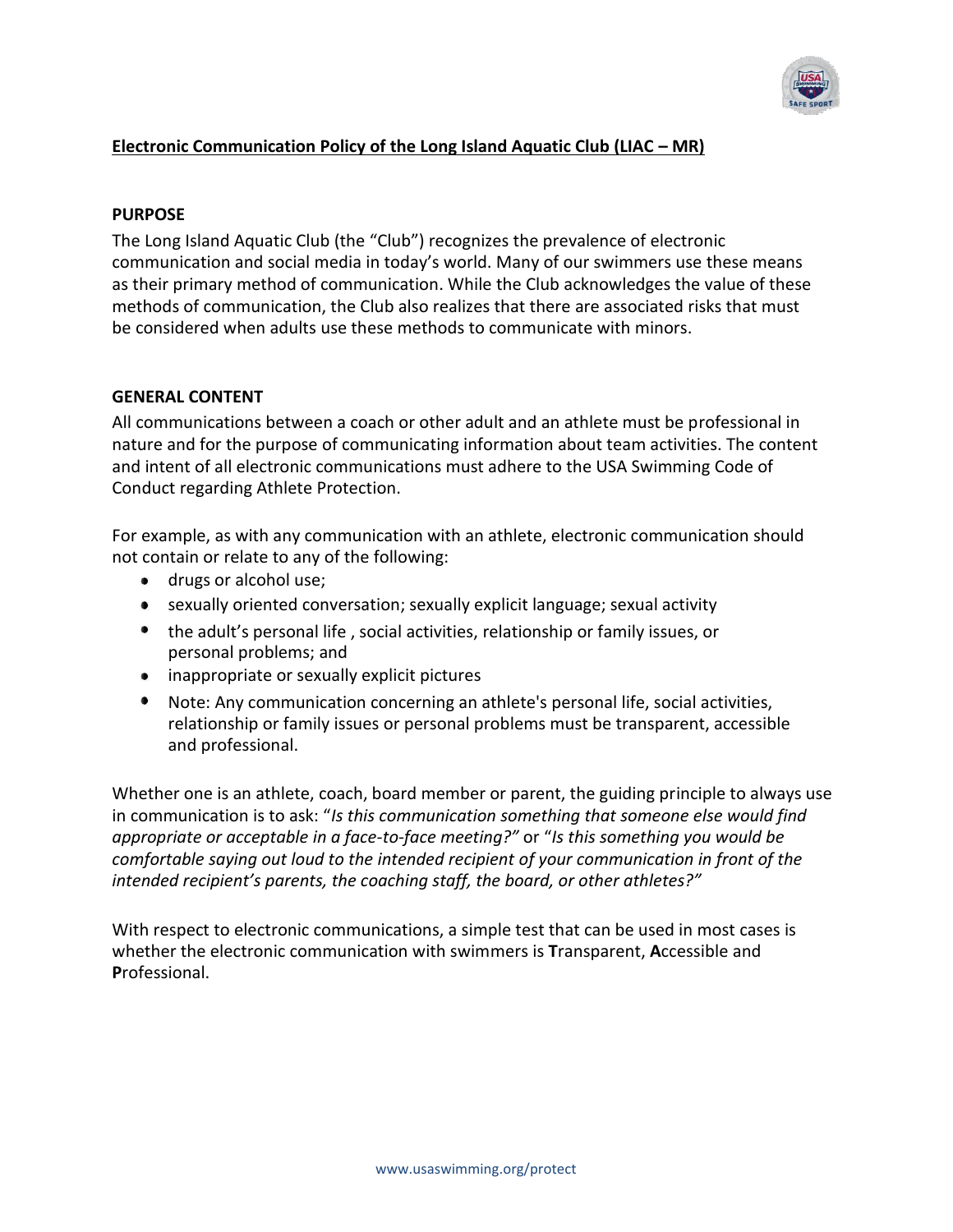# Electronic Communication Policy of the Long Island Aquatic Club (LIAC – MR)

## PURPOSE

The Long Island Aquatic Club (the "Club") recognizes the prevalence of electronic communication and social media in today's world. Many of our swimmers use these means as their primary method of communication. While the Club acknowledges the value of these methods of communication, the Club also realizes that there are associated risks that must be considered when adults use these methods to communicate with minors.

## GENERAL CONTENT

All communications between a coach or other adult and an athlete must be professional in nature and for the purpose of communicating information about team activities. The content and intent of all electronic communications must adhere to the USA Swimming Code of Conduct regarding Athlete Protection.

For example, as with any communication with an athlete, electronic communication should not contain or relate to any of the following:

- drugs or alcohol use;
- sexually oriented conversation; sexually explicit language; sexual activity
- the adult's personal life , social activities, relationship or family issues, or personal problems; and
- inappropriate or sexually explicit pictures
- Note: Any communication concerning an athlete's personal life, social activities, relationship or family issues or personal problems must be transparent, accessible and professional.

Whether one is an athlete, coach, board member or parent, the guiding principle to always use in communication is to ask: "*Is this communication something that someone else would find appropriate or acceptable in a face-to-face meeting?*" or "*Is this something you would be comfortable saying out loud to the intended recipient of your communication in front of the intended recipient's parents, the coaching staff, the board, or other athletes?*"

With respect to electronic communications, a simple test that can be used in most cases is whether the electronic communication with swimmers is **T**ransparent, **A**ccessible and **P**rofessional.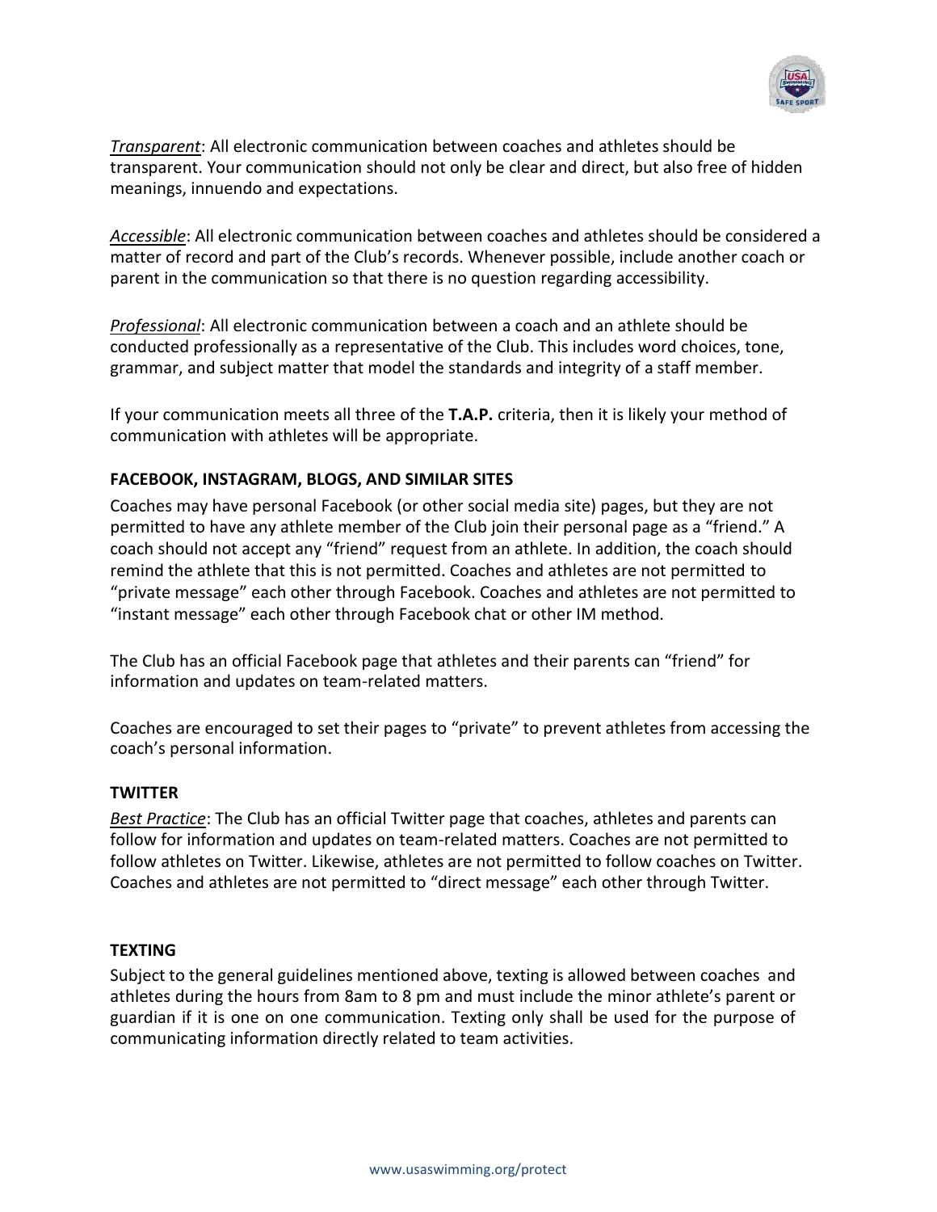*Transparent*: All electronic communication between coaches and athletes should be transparent. Your communication should not only be clear and direct, but also free of hidden meanings, innuendo and expectations.

*Accessible*: All electronic communication between coaches and athletes should be considered a matter of record and part of the Club's records. Whenever possible, include another coach or parent in the communication so that there is no question regarding accessibility.

*Professional*: All electronic communication between a coach and an athlete should be conducted professionally as a representative of the Club. This includes word choices, tone, grammar, and subject matter that model the standards and integrity of a staff member.

If your communication meets all three of the **T.A.P.** criteria, then it is likely your method of communication with athletes will be appropriate.

### FACEBOOK, INSTAGRAM, BLOGS, AND SIMILAR SITES

Coaches may have personal Facebook (or other social media site) pages, but they are not permitted to have any athlete member of the Club join their personal page as a "friend." A coach should not accept any "friend" request from an athlete. In addition, the coach should remind the athlete that this is not permitted. Coaches and athletes are not permitted to "private message" each other through Facebook. Coaches and athletes are not permitted to "instant message" each other through Facebook chat or other IM method.

The Club has an official Facebook page that athletes and their parents can "friend" for information and updates on team-related matters.

Coaches are encouraged to set their pages to "private" to prevent athletes from accessing the coach's personal information.

### TWITTER

*Best Practice*: The Club has an official Twitter page that coaches, athletes and parents can follow for information and updates on team-related matters. Coaches are not permitted to follow athletes on Twitter. Likewise, athletes are not permitted to follow coaches on Twitter. Coaches and athletes are not permitted to "direct message" each other through Twitter.

### TEXTING

Subject to the general guidelines mentioned above, texting is allowed between coaches and athletes during the hours from 8am to 8 pm and must include the minor athlete's parent or guardian if it is one on one communication. Texting only shall be used for the purpose of communicating information directly related to team activities.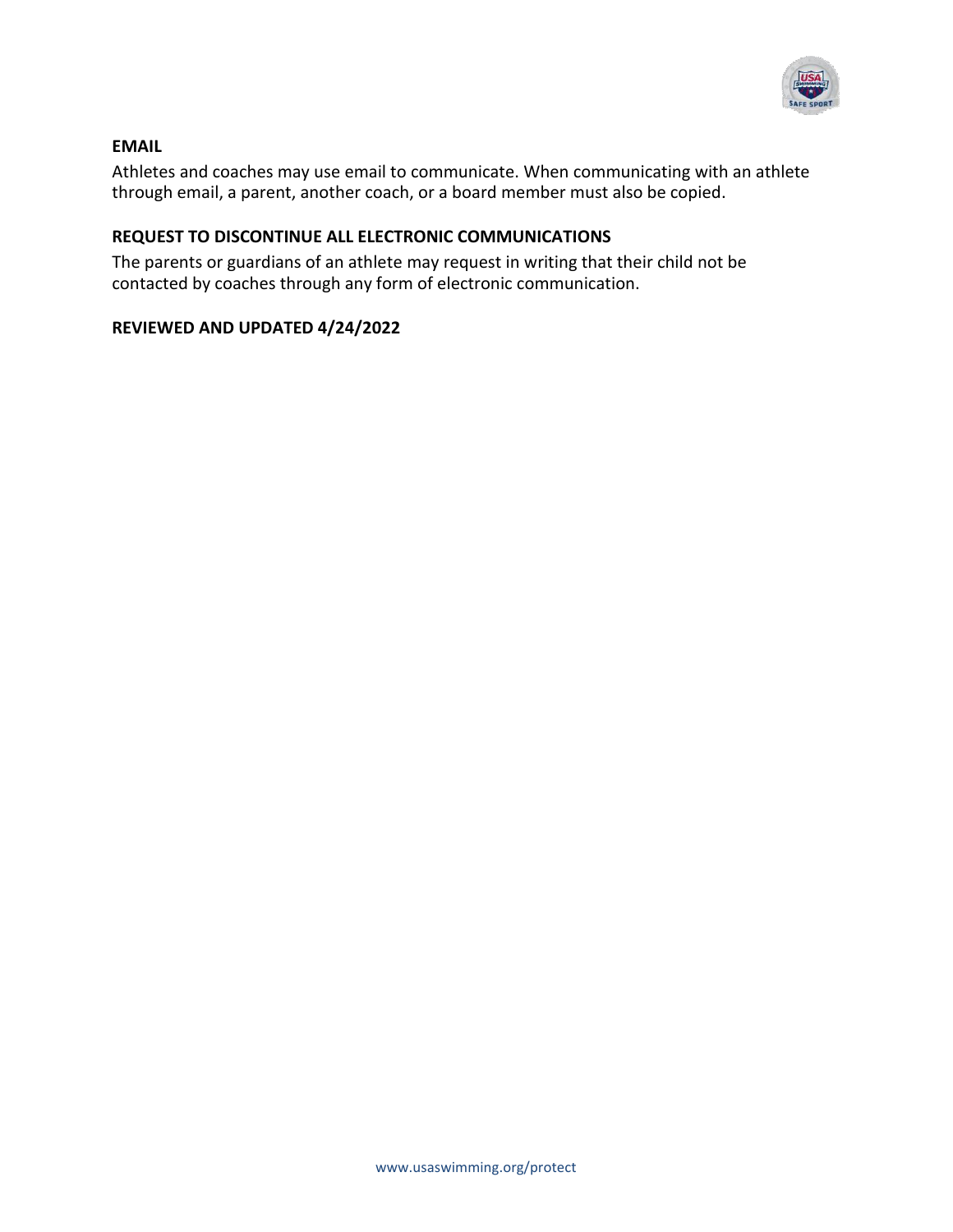### EMAIL

Athletes and coaches may use email to communicate. When communicating with an athlete through email, a parent, another coach, or a board member must also be copied.

### REQUEST TO DISCONTINUE ALL ELECTRONIC COMMUNICATIONS

The parents or guardians of an athlete may request in writing that their child not be contacted by coaches through any form of electronic communication.

### REVIEWED AND UPDATED 4/24/2022